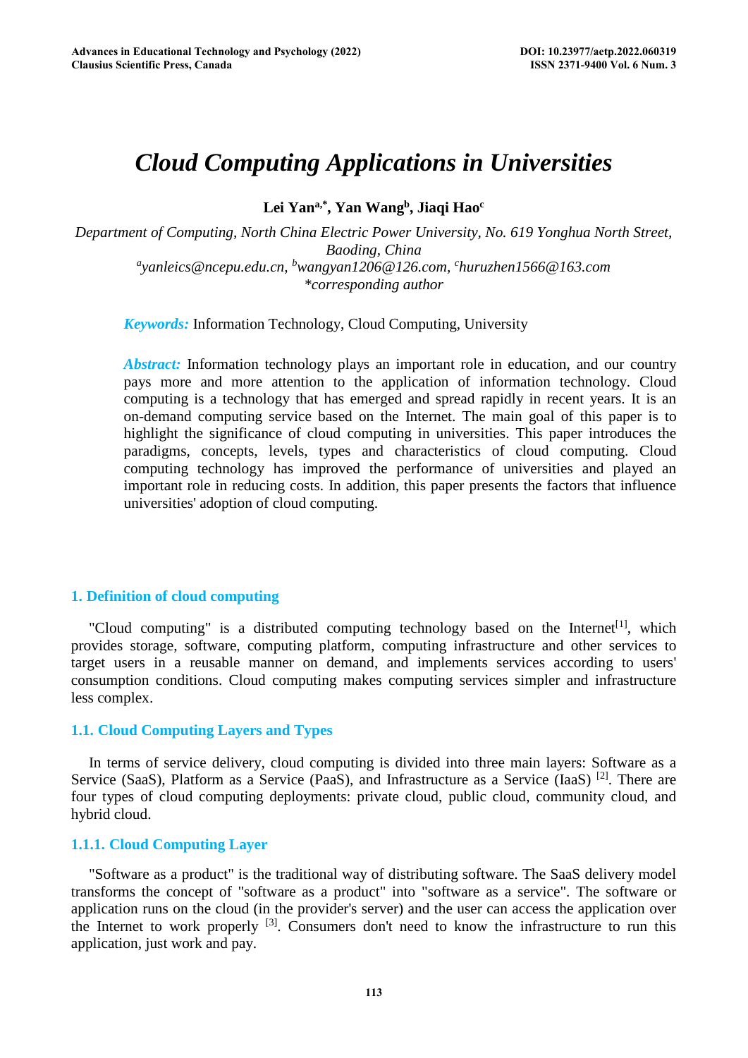# *Cloud Computing Applications in Universities*

**Lei Yan[a,*], Yan Wang[b], Jiaqi Hao[c]**

*Department of Computing, North China Electric Power University, No. 619 Yonghua North Street, Baoding, China*
*[a]yanleics@ncepu.edu.cn, [b]wangyan1206@126.com, [c]huruzhen1566@163.com*
**corresponding author*

***Keywords:*** Information Technology, Cloud Computing, University

***Abstract:*** Information technology plays an important role in education, and our country pays more and more attention to the application of information technology. Cloud computing is a technology that has emerged and spread rapidly in recent years. It is an on-demand computing service based on the Internet. The main goal of this paper is to highlight the significance of cloud computing in universities. This paper introduces the paradigms, concepts, levels, types and characteristics of cloud computing. Cloud computing technology has improved the performance of universities and played an important role in reducing costs. In addition, this paper presents the factors that influence universities' adoption of cloud computing.

## 1. Definition of cloud computing

"Cloud computing" is a distributed computing technology based on the Internet[1], which provides storage, software, computing platform, computing infrastructure and other services to target users in a reusable manner on demand, and implements services according to users' consumption conditions. Cloud computing makes computing services simpler and infrastructure less complex.

### 1.1. Cloud Computing Layers and Types

In terms of service delivery, cloud computing is divided into three main layers: Software as a Service (SaaS), Platform as a Service (PaaS), and Infrastructure as a Service (IaaS) [2]. There are four types of cloud computing deployments: private cloud, public cloud, community cloud, and hybrid cloud.

#### 1.1.1. Cloud Computing Layer

"Software as a product" is the traditional way of distributing software. The SaaS delivery model transforms the concept of "software as a product" into "software as a service". The software or application runs on the cloud (in the provider's server) and the user can access the application over the Internet to work properly [3]. Consumers don't need to know the infrastructure to run this application, just work and pay.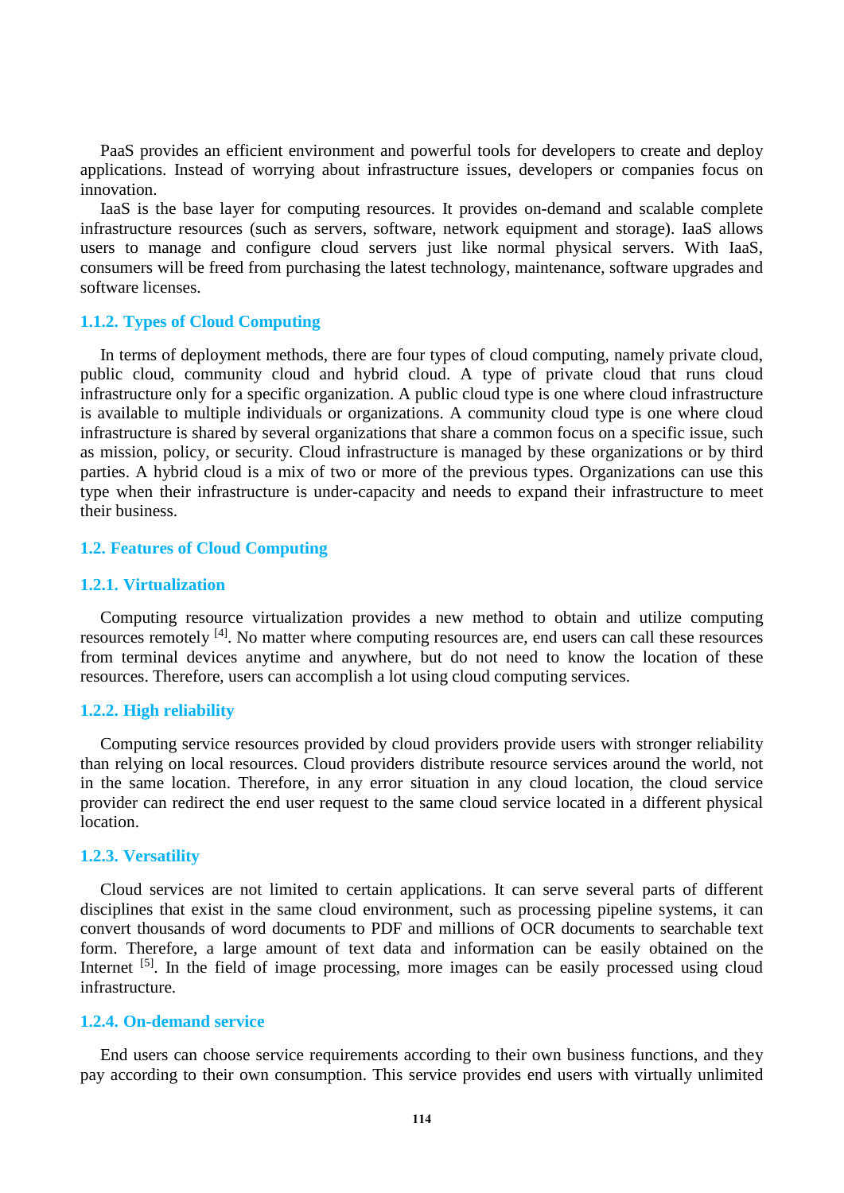PaaS provides an efficient environment and powerful tools for developers to create and deploy applications. Instead of worrying about infrastructure issues, developers or companies focus on innovation.

IaaS is the base layer for computing resources. It provides on-demand and scalable complete infrastructure resources (such as servers, software, network equipment and storage). IaaS allows users to manage and configure cloud servers just like normal physical servers. With IaaS, consumers will be freed from purchasing the latest technology, maintenance, software upgrades and software licenses.

### 1.1.2. Types of Cloud Computing

In terms of deployment methods, there are four types of cloud computing, namely private cloud, public cloud, community cloud and hybrid cloud. A type of private cloud that runs cloud infrastructure only for a specific organization. A public cloud type is one where cloud infrastructure is available to multiple individuals or organizations. A community cloud type is one where cloud infrastructure is shared by several organizations that share a common focus on a specific issue, such as mission, policy, or security. Cloud infrastructure is managed by these organizations or by third parties. A hybrid cloud is a mix of two or more of the previous types. Organizations can use this type when their infrastructure is under-capacity and needs to expand their infrastructure to meet their business.

## 1.2. Features of Cloud Computing

### 1.2.1. Virtualization

Computing resource virtualization provides a new method to obtain and utilize computing resources remotely [4]. No matter where computing resources are, end users can call these resources from terminal devices anytime and anywhere, but do not need to know the location of these resources. Therefore, users can accomplish a lot using cloud computing services.

### 1.2.2. High reliability

Computing service resources provided by cloud providers provide users with stronger reliability than relying on local resources. Cloud providers distribute resource services around the world, not in the same location. Therefore, in any error situation in any cloud location, the cloud service provider can redirect the end user request to the same cloud service located in a different physical location.

### 1.2.3. Versatility

Cloud services are not limited to certain applications. It can serve several parts of different disciplines that exist in the same cloud environment, such as processing pipeline systems, it can convert thousands of word documents to PDF and millions of OCR documents to searchable text form. Therefore, a large amount of text data and information can be easily obtained on the Internet [5]. In the field of image processing, more images can be easily processed using cloud infrastructure.

### 1.2.4. On-demand service

End users can choose service requirements according to their own business functions, and they pay according to their own consumption. This service provides end users with virtually unlimited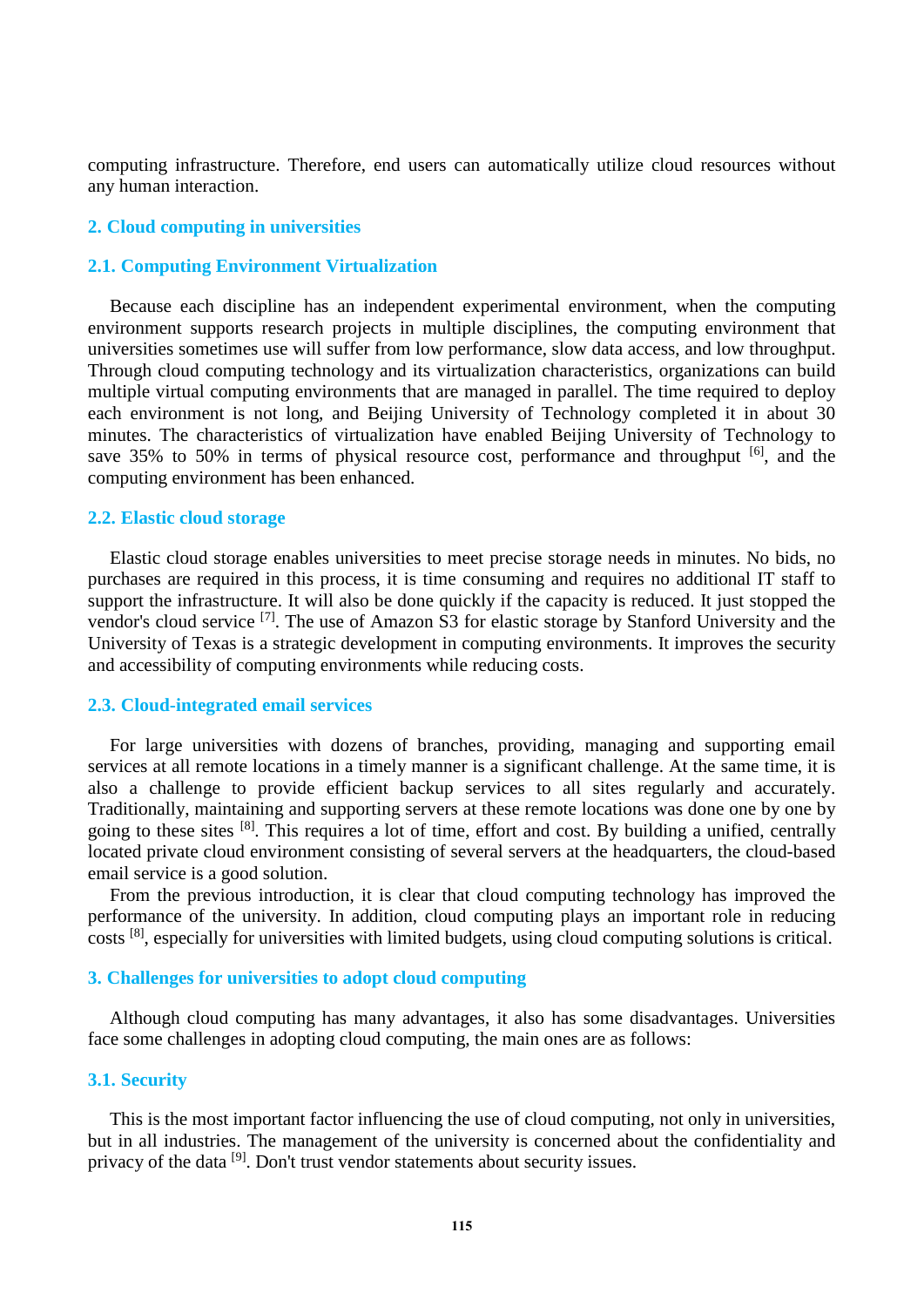computing infrastructure. Therefore, end users can automatically utilize cloud resources without any human interaction.

## 2. Cloud computing in universities

### 2.1. Computing Environment Virtualization

Because each discipline has an independent experimental environment, when the computing environment supports research projects in multiple disciplines, the computing environment that universities sometimes use will suffer from low performance, slow data access, and low throughput. Through cloud computing technology and its virtualization characteristics, organizations can build multiple virtual computing environments that are managed in parallel. The time required to deploy each environment is not long, and Beijing University of Technology completed it in about 30 minutes. The characteristics of virtualization have enabled Beijing University of Technology to save 35% to 50% in terms of physical resource cost, performance and throughput [6], and the computing environment has been enhanced.

### 2.2. Elastic cloud storage

Elastic cloud storage enables universities to meet precise storage needs in minutes. No bids, no purchases are required in this process, it is time consuming and requires no additional IT staff to support the infrastructure. It will also be done quickly if the capacity is reduced. It just stopped the vendor's cloud service [7]. The use of Amazon S3 for elastic storage by Stanford University and the University of Texas is a strategic development in computing environments. It improves the security and accessibility of computing environments while reducing costs.

### 2.3. Cloud-integrated email services

For large universities with dozens of branches, providing, managing and supporting email services at all remote locations in a timely manner is a significant challenge. At the same time, it is also a challenge to provide efficient backup services to all sites regularly and accurately. Traditionally, maintaining and supporting servers at these remote locations was done one by one by going to these sites [8]. This requires a lot of time, effort and cost. By building a unified, centrally located private cloud environment consisting of several servers at the headquarters, the cloud-based email service is a good solution.

From the previous introduction, it is clear that cloud computing technology has improved the performance of the university. In addition, cloud computing plays an important role in reducing costs [8], especially for universities with limited budgets, using cloud computing solutions is critical.

## 3. Challenges for universities to adopt cloud computing

Although cloud computing has many advantages, it also has some disadvantages. Universities face some challenges in adopting cloud computing, the main ones are as follows:

### 3.1. Security

This is the most important factor influencing the use of cloud computing, not only in universities, but in all industries. The management of the university is concerned about the confidentiality and privacy of the data [9]. Don't trust vendor statements about security issues.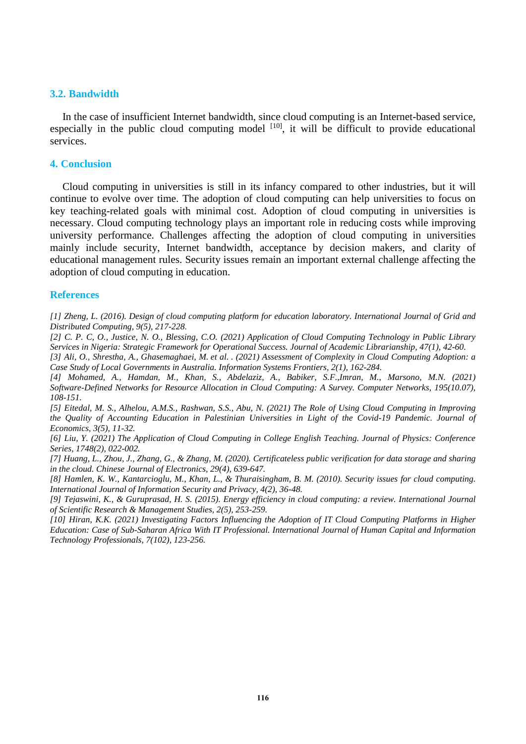### 3.2. Bandwidth

In the case of insufficient Internet bandwidth, since cloud computing is an Internet-based service, especially in the public cloud computing model [10], it will be difficult to provide educational services.

## 4. Conclusion

Cloud computing in universities is still in its infancy compared to other industries, but it will continue to evolve over time. The adoption of cloud computing can help universities to focus on key teaching-related goals with minimal cost. Adoption of cloud computing in universities is necessary. Cloud computing technology plays an important role in reducing costs while improving university performance. Challenges affecting the adoption of cloud computing in universities mainly include security, Internet bandwidth, acceptance by decision makers, and clarity of educational management rules. Security issues remain an important external challenge affecting the adoption of cloud computing in education.

## References

*[1] Zheng, L. (2016). Design of cloud computing platform for education laboratory. International Journal of Grid and Distributed Computing, 9(5), 217-228.*

*[2] C. P. C, O., Justice, N. O., Blessing, C.O. (2021) Application of Cloud Computing Technology in Public Library Services in Nigeria: Strategic Framework for Operational Success. Journal of Academic Librarianship, 47(1), 42-60.*

*[3] Ali, O., Shrestha, A., Ghasemaghaei, M. et al. . (2021) Assessment of Complexity in Cloud Computing Adoption: a Case Study of Local Governments in Australia. Information Systems Frontiers, 2(1), 162-284.*

*[4] Mohamed, A., Hamdan, M., Khan, S., Abdelaziz, A., Babiker, S.F.,Imran, M., Marsono, M.N. (2021) Software-Defined Networks for Resource Allocation in Cloud Computing: A Survey. Computer Networks, 195(10.07), 108-151.*

*[5] Eitedal, M. S., Alhelou, A.M.S., Rashwan, S.S., Abu, N. (2021) The Role of Using Cloud Computing in Improving the Quality of Accounting Education in Palestinian Universities in Light of the Covid-19 Pandemic. Journal of Economics, 3(5), 11-32.*

*[6] Liu, Y. (2021) The Application of Cloud Computing in College English Teaching. Journal of Physics: Conference Series, 1748(2), 022-002.*

*[7] Huang, L., Zhou, J., Zhang, G., & Zhang, M. (2020). Certificateless public verification for data storage and sharing in the cloud. Chinese Journal of Electronics, 29(4), 639-647.*

*[8] Hamlen, K. W., Kantarcioglu, M., Khan, L., & Thuraisingham, B. M. (2010). Security issues for cloud computing. International Journal of Information Security and Privacy, 4(2), 36-48.*

*[9] Tejaswini, K., & Guruprasad, H. S. (2015). Energy efficiency in cloud computing: a review. International Journal of Scientific Research & Management Studies, 2(5), 253-259.*

*[10] Hiran, K.K. (2021) Investigating Factors Influencing the Adoption of IT Cloud Computing Platforms in Higher Education: Case of Sub-Saharan Africa With IT Professional. International Journal of Human Capital and Information Technology Professionals, 7(102), 123-256.*